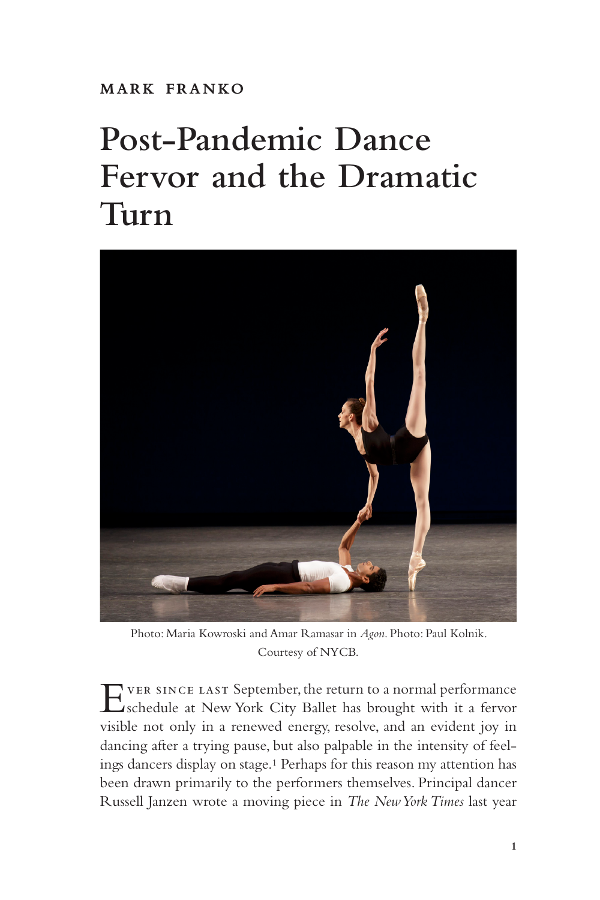MARK FRANKO

# Post-Pandemic Dance Fervor and the Dramatic Turn

Photo: Maria Kowroski and Amar Ramasar in *Agon*. Photo: Paul Kolnik. Courtesy of NYCB.

Ever since last September, the return to a normal performance schedule at New York City Ballet has brought with it a fervor visible not only in a renewed energy, resolve, and an evident joy in dancing after a trying pause, but also palpable in the intensity of feelings dancers display on stage.[1] Perhaps for this reason my attention has been drawn primarily to the performers themselves. Principal dancer Russell Janzen wrote a moving piece in *The New York Times* last year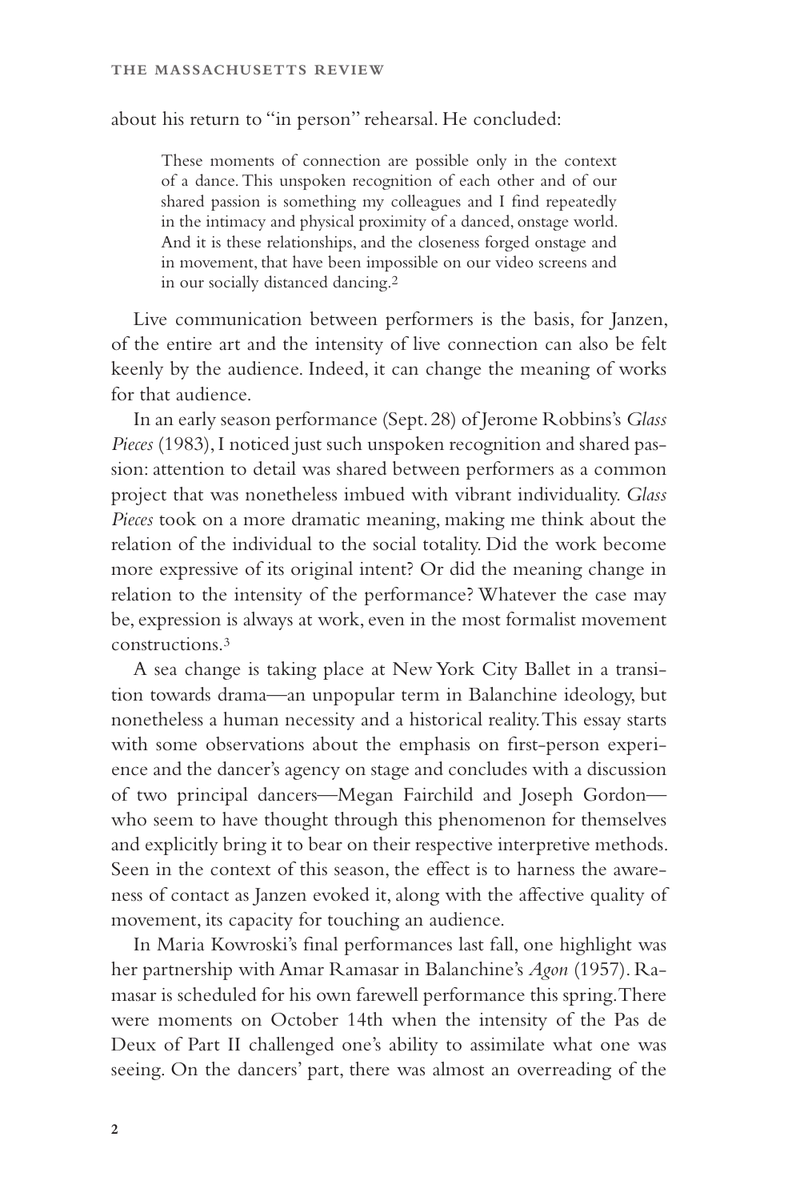about his return to "in person" rehearsal. He concluded:

> These moments of connection are possible only in the context of a dance. This unspoken recognition of each other and of our shared passion is something my colleagues and I find repeatedly in the intimacy and physical proximity of a danced, onstage world. And it is these relationships, and the closeness forged onstage and in movement, that have been impossible on our video screens and in our socially distanced dancing.[2]

Live communication between performers is the basis, for Janzen, of the entire art and the intensity of live connection can also be felt keenly by the audience. Indeed, it can change the meaning of works for that audience.

In an early season performance (Sept. 28) of Jerome Robbins's *Glass Pieces* (1983), I noticed just such unspoken recognition and shared passion: attention to detail was shared between performers as a common project that was nonetheless imbued with vibrant individuality. *Glass Pieces* took on a more dramatic meaning, making me think about the relation of the individual to the social totality. Did the work become more expressive of its original intent? Or did the meaning change in relation to the intensity of the performance? Whatever the case may be, expression is always at work, even in the most formalist movement constructions.[3]

A sea change is taking place at New York City Ballet in a transition towards drama—an unpopular term in Balanchine ideology, but nonetheless a human necessity and a historical reality. This essay starts with some observations about the emphasis on first-person experience and the dancer's agency on stage and concludes with a discussion of two principal dancers—Megan Fairchild and Joseph Gordon—who seem to have thought through this phenomenon for themselves and explicitly bring it to bear on their respective interpretive methods. Seen in the context of this season, the effect is to harness the awareness of contact as Janzen evoked it, along with the affective quality of movement, its capacity for touching an audience.

In Maria Kowroski's final performances last fall, one highlight was her partnership with Amar Ramasar in Balanchine's *Agon* (1957). Ramasar is scheduled for his own farewell performance this spring. There were moments on October 14th when the intensity of the Pas de Deux of Part II challenged one's ability to assimilate what one was seeing. On the dancers' part, there was almost an overreading of the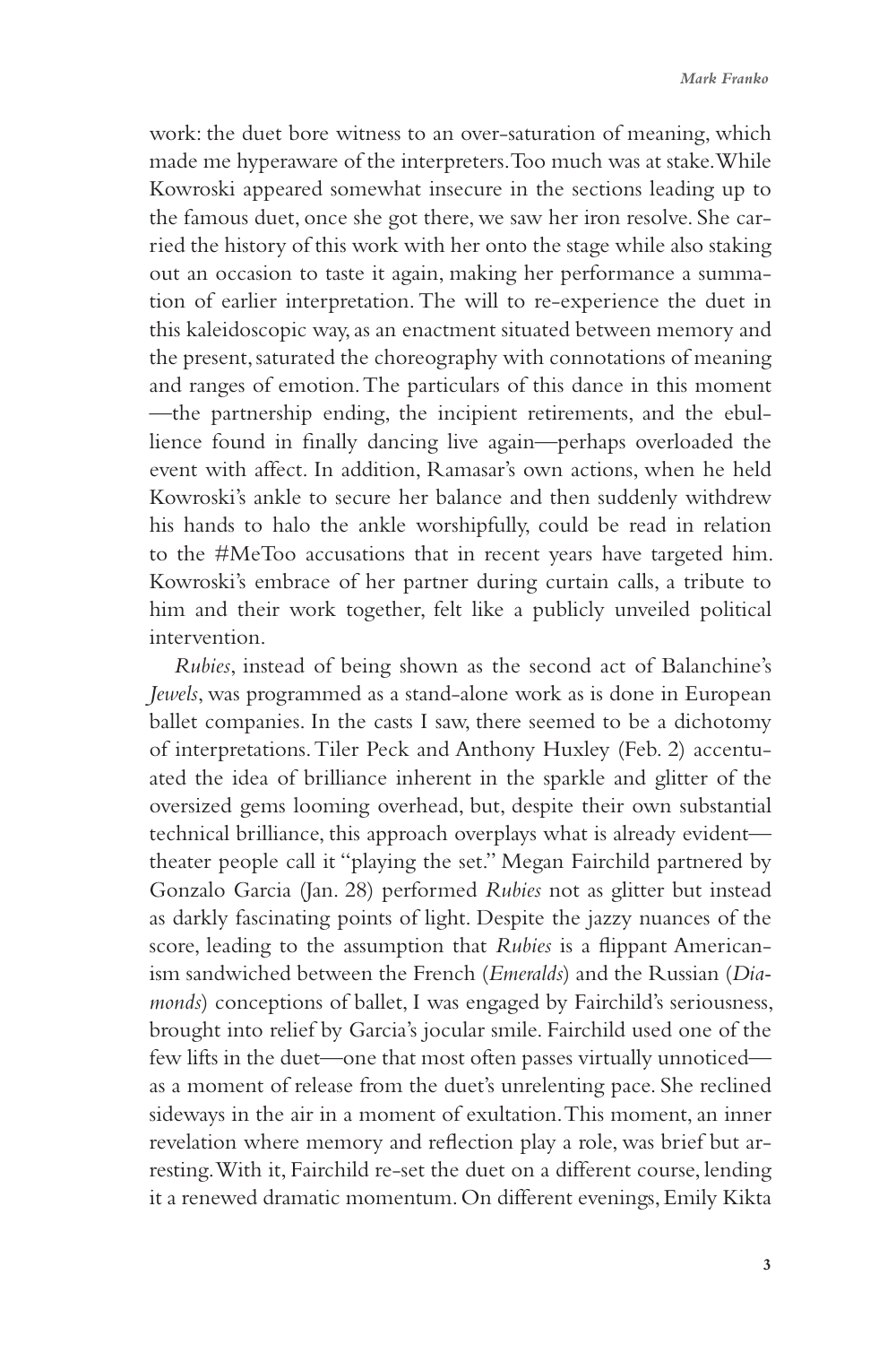work: the duet bore witness to an over-saturation of meaning, which made me hyperaware of the interpreters. Too much was at stake. While Kowroski appeared somewhat insecure in the sections leading up to the famous duet, once she got there, we saw her iron resolve. She carried the history of this work with her onto the stage while also staking out an occasion to taste it again, making her performance a summation of earlier interpretation. The will to re-experience the duet in this kaleidoscopic way, as an enactment situated between memory and the present, saturated the choreography with connotations of meaning and ranges of emotion. The particulars of this dance in this moment —the partnership ending, the incipient retirements, and the ebullience found in finally dancing live again—perhaps overloaded the event with affect. In addition, Ramasar's own actions, when he held Kowroski's ankle to secure her balance and then suddenly withdrew his hands to halo the ankle worshipfully, could be read in relation to the #MeToo accusations that in recent years have targeted him. Kowroski's embrace of her partner during curtain calls, a tribute to him and their work together, felt like a publicly unveiled political intervention.

*Rubies*, instead of being shown as the second act of Balanchine's *Jewels*, was programmed as a stand-alone work as is done in European ballet companies. In the casts I saw, there seemed to be a dichotomy of interpretations. Tiler Peck and Anthony Huxley (Feb. 2) accentuated the idea of brilliance inherent in the sparkle and glitter of the oversized gems looming overhead, but, despite their own substantial technical brilliance, this approach overplays what is already evident—theater people call it "playing the set." Megan Fairchild partnered by Gonzalo Garcia (Jan. 28) performed *Rubies* not as glitter but instead as darkly fascinating points of light. Despite the jazzy nuances of the score, leading to the assumption that *Rubies* is a flippant Americanism sandwiched between the French (*Emeralds*) and the Russian (*Diamonds*) conceptions of ballet, I was engaged by Fairchild's seriousness, brought into relief by Garcia's jocular smile. Fairchild used one of the few lifts in the duet—one that most often passes virtually unnoticed—as a moment of release from the duet's unrelenting pace. She reclined sideways in the air in a moment of exultation. This moment, an inner revelation where memory and reflection play a role, was brief but arresting. With it, Fairchild re-set the duet on a different course, lending it a renewed dramatic momentum. On different evenings, Emily Kikta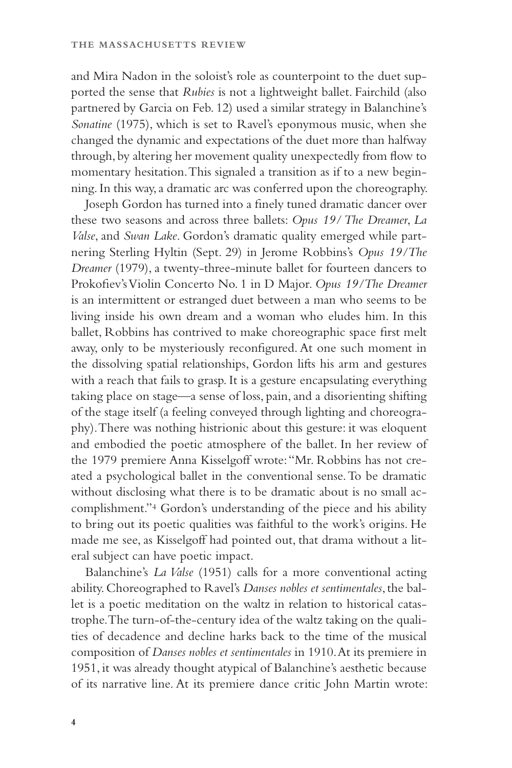and Mira Nadon in the soloist's role as counterpoint to the duet supported the sense that *Rubies* is not a lightweight ballet. Fairchild (also partnered by Garcia on Feb. 12) used a similar strategy in Balanchine's *Sonatine* (1975), which is set to Ravel's eponymous music, when she changed the dynamic and expectations of the duet more than halfway through, by altering her movement quality unexpectedly from flow to momentary hesitation. This signaled a transition as if to a new beginning. In this way, a dramatic arc was conferred upon the choreography.

Joseph Gordon has turned into a finely tuned dramatic dancer over these two seasons and across three ballets: *Opus 19/ The Dreamer*, *La Valse*, and *Swan Lake*. Gordon's dramatic quality emerged while partnering Sterling Hyltin (Sept. 29) in Jerome Robbins's *Opus 19/The Dreamer* (1979), a twenty-three-minute ballet for fourteen dancers to Prokofiev's Violin Concerto No. 1 in D Major. *Opus 19/The Dreamer* is an intermittent or estranged duet between a man who seems to be living inside his own dream and a woman who eludes him. In this ballet, Robbins has contrived to make choreographic space first melt away, only to be mysteriously reconfigured. At one such moment in the dissolving spatial relationships, Gordon lifts his arm and gestures with a reach that fails to grasp. It is a gesture encapsulating everything taking place on stage—a sense of loss, pain, and a disorienting shifting of the stage itself (a feeling conveyed through lighting and choreography). There was nothing histrionic about this gesture: it was eloquent and embodied the poetic atmosphere of the ballet. In her review of the 1979 premiere Anna Kisselgoff wrote: "Mr. Robbins has not created a psychological ballet in the conventional sense. To be dramatic without disclosing what there is to be dramatic about is no small accomplishment."[4] Gordon's understanding of the piece and his ability to bring out its poetic qualities was faithful to the work's origins. He made me see, as Kisselgoff had pointed out, that drama without a literal subject can have poetic impact.

Balanchine's *La Valse* (1951) calls for a more conventional acting ability. Choreographed to Ravel's *Danses nobles et sentimentales*, the ballet is a poetic meditation on the waltz in relation to historical catastrophe. The turn-of-the-century idea of the waltz taking on the qualities of decadence and decline harks back to the time of the musical composition of *Danses nobles et sentimentales* in 1910. At its premiere in 1951, it was already thought atypical of Balanchine's aesthetic because of its narrative line. At its premiere dance critic John Martin wrote: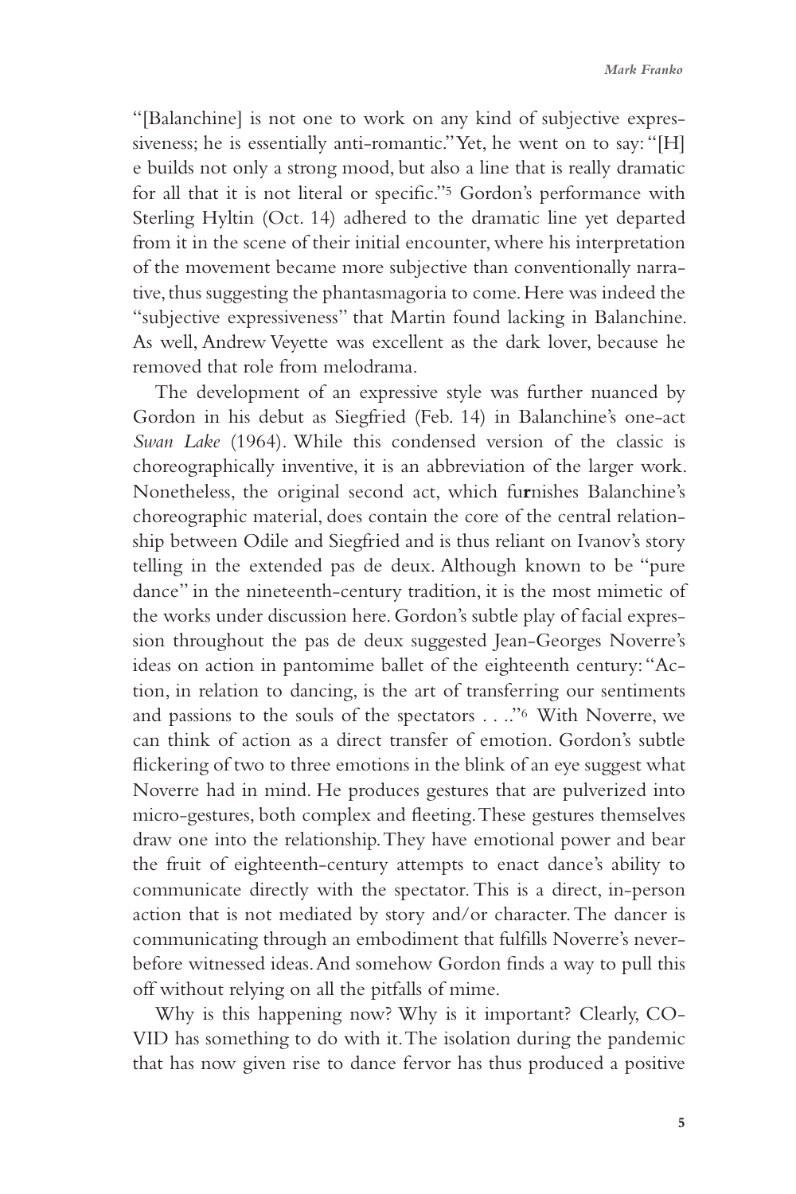"[Balanchine] is not one to work on any kind of subjective expressiveness; he is essentially anti-romantic." Yet, he went on to say: "[H]e builds not only a strong mood, but also a line that is really dramatic for all that it is not literal or specific."[5] Gordon's performance with Sterling Hyltin (Oct. 14) adhered to the dramatic line yet departed from it in the scene of their initial encounter, where his interpretation of the movement became more subjective than conventionally narrative, thus suggesting the phantasmagoria to come. Here was indeed the "subjective expressiveness" that Martin found lacking in Balanchine. As well, Andrew Veyette was excellent as the dark lover, because he removed that role from melodrama.

The development of an expressive style was further nuanced by Gordon in his debut as Siegfried (Feb. 14) in Balanchine's one-act *Swan Lake* (1964). While this condensed version of the classic is choreographically inventive, it is an abbreviation of the larger work. Nonetheless, the original second act, which furnishes Balanchine's choreographic material, does contain the core of the central relationship between Odile and Siegfried and is thus reliant on Ivanov's story telling in the extended pas de deux. Although known to be "pure dance" in the nineteenth-century tradition, it is the most mimetic of the works under discussion here. Gordon's subtle play of facial expression throughout the pas de deux suggested Jean-Georges Noverre's ideas on action in pantomime ballet of the eighteenth century: "Action, in relation to dancing, is the art of transferring our sentiments and passions to the souls of the spectators . . .."[6] With Noverre, we can think of action as a direct transfer of emotion. Gordon's subtle flickering of two to three emotions in the blink of an eye suggest what Noverre had in mind. He produces gestures that are pulverized into micro-gestures, both complex and fleeting. These gestures themselves draw one into the relationship. They have emotional power and bear the fruit of eighteenth-century attempts to enact dance's ability to communicate directly with the spectator. This is a direct, in-person action that is not mediated by story and/or character. The dancer is communicating through an embodiment that fulfills Noverre's never-before witnessed ideas. And somehow Gordon finds a way to pull this off without relying on all the pitfalls of mime.

Why is this happening now? Why is it important? Clearly, COVID has something to do with it. The isolation during the pandemic that has now given rise to dance fervor has thus produced a positive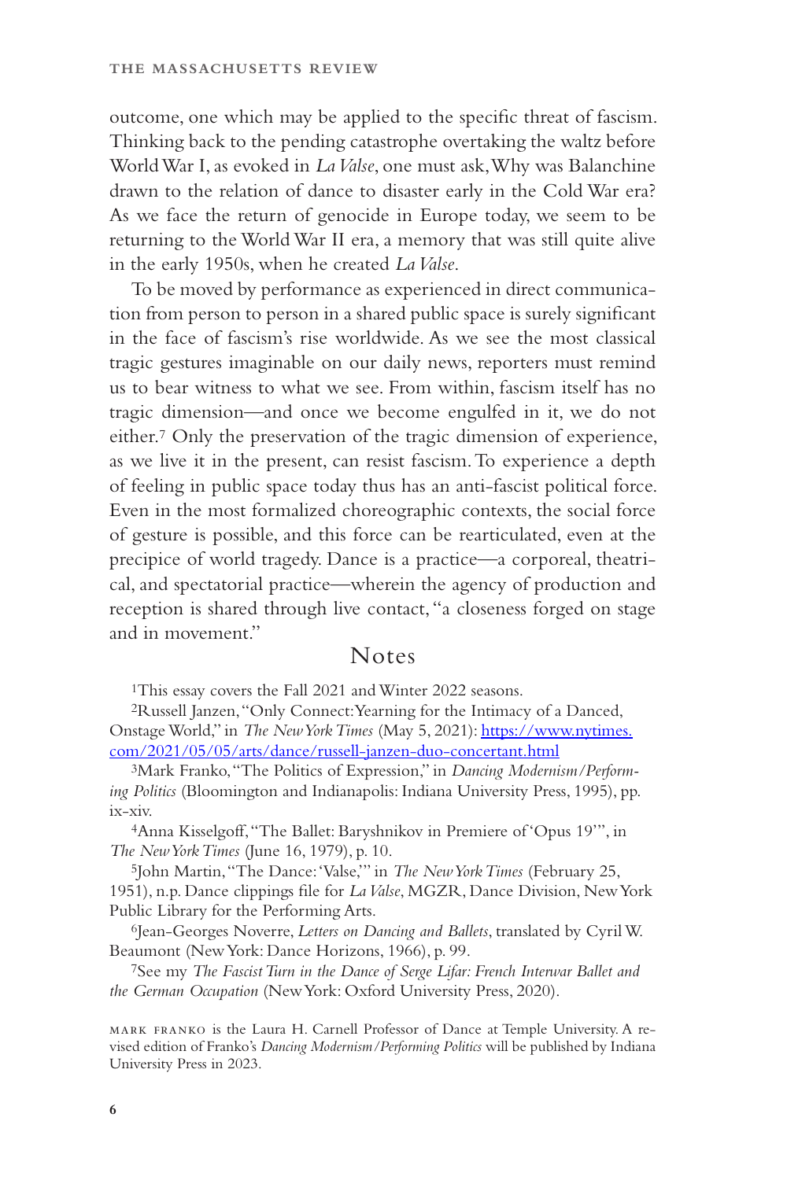outcome, one which may be applied to the specific threat of fascism. Thinking back to the pending catastrophe overtaking the waltz before World War I, as evoked in *La Valse*, one must ask, Why was Balanchine drawn to the relation of dance to disaster early in the Cold War era? As we face the return of genocide in Europe today, we seem to be returning to the World War II era, a memory that was still quite alive in the early 1950s, when he created *La Valse*.

To be moved by performance as experienced in direct communication from person to person in a shared public space is surely significant in the face of fascism's rise worldwide. As we see the most classical tragic gestures imaginable on our daily news, reporters must remind us to bear witness to what we see. From within, fascism itself has no tragic dimension—and once we become engulfed in it, we do not either.[7] Only the preservation of the tragic dimension of experience, as we live it in the present, can resist fascism. To experience a depth of feeling in public space today thus has an anti-fascist political force. Even in the most formalized choreographic contexts, the social force of gesture is possible, and this force can be rearticulated, even at the precipice of world tragedy. Dance is a practice—a corporeal, theatrical, and spectatorial practice—wherein the agency of production and reception is shared through live contact, "a closeness forged on stage and in movement."

## Notes

[1]This essay covers the Fall 2021 and Winter 2022 seasons.

[2]Russell Janzen, "Only Connect: Yearning for the Intimacy of a Danced, Onstage World," in *The New York Times* (May 5, 2021): https://www.nytimes.com/2021/05/05/arts/dance/russell-janzen-duo-concertant.html

[3]Mark Franko, "The Politics of Expression," in *Dancing Modernism/Performing Politics* (Bloomington and Indianapolis: Indiana University Press, 1995), pp. ix-xiv.

[4]Anna Kisselgoff, "The Ballet: Baryshnikov in Premiere of 'Opus 19'", in *The New York Times* (June 16, 1979), p. 10.

[5]John Martin, "The Dance: 'Valse,'" in *The New York Times* (February 25, 1951), n.p. Dance clippings file for *La Valse*, MGZR, Dance Division, New York Public Library for the Performing Arts.

[6]Jean-Georges Noverre, *Letters on Dancing and Ballets*, translated by Cyril W. Beaumont (New York: Dance Horizons, 1966), p. 99.

[7]See my *The Fascist Turn in the Dance of Serge Lifar: French Interwar Ballet and the German Occupation* (New York: Oxford University Press, 2020).

MARK FRANKO is the Laura H. Carnell Professor of Dance at Temple University. A revised edition of Franko's *Dancing Modernism/Performing Politics* will be published by Indiana University Press in 2023.